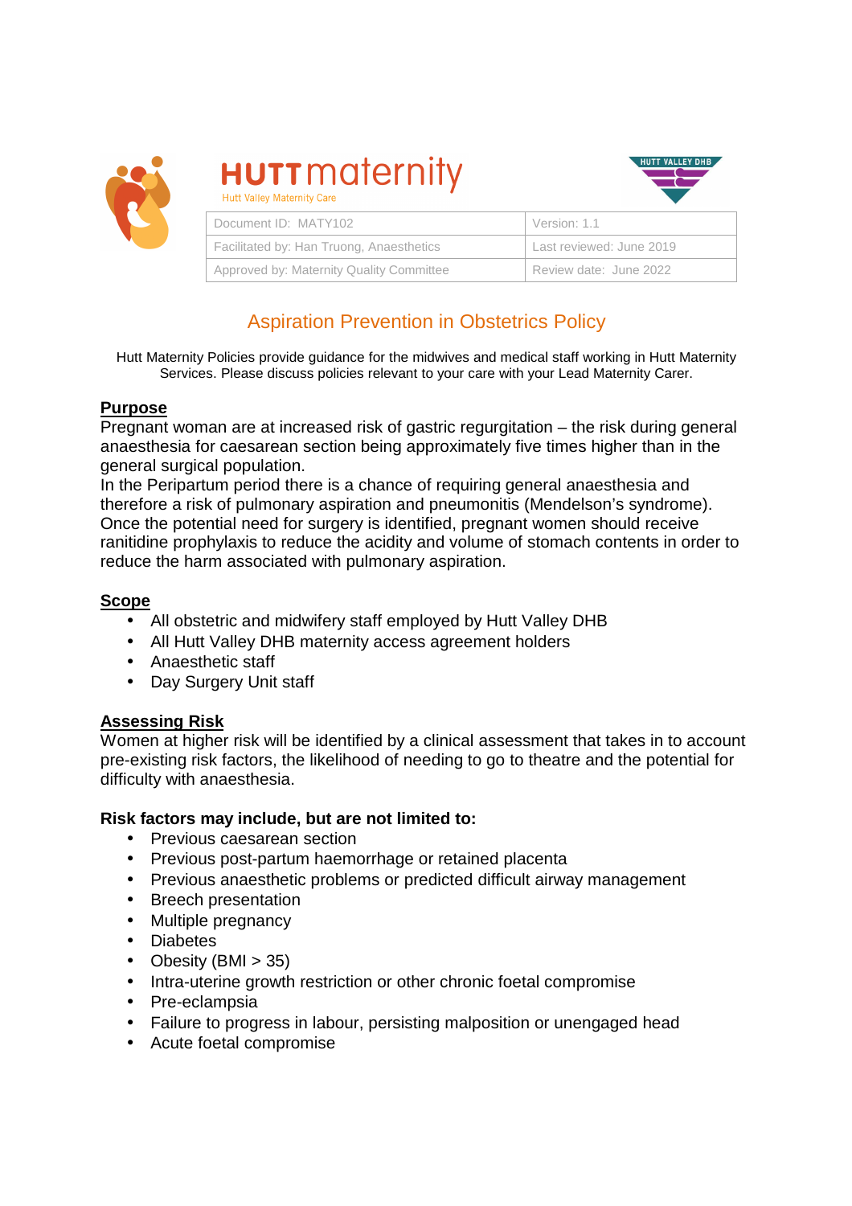HUTT maternity
Hutt Valley Maternity Care

HUTT VALLEY DHB

| Document ID: MATY102 | Version: 1.1 |
| --- | --- |
| Facilitated by: Han Truong, Anaesthetics | Last reviewed: June 2019 |
| Approved by: Maternity Quality Committee | Review date: June 2022 |

# Aspiration Prevention in Obstetrics Policy

Hutt Maternity Policies provide guidance for the midwives and medical staff working in Hutt Maternity Services. Please discuss policies relevant to your care with your Lead Maternity Carer.

## Purpose

Pregnant woman are at increased risk of gastric regurgitation – the risk during general anaesthesia for caesarean section being approximately five times higher than in the general surgical population.
In the Peripartum period there is a chance of requiring general anaesthesia and therefore a risk of pulmonary aspiration and pneumonitis (Mendelson's syndrome). Once the potential need for surgery is identified, pregnant women should receive ranitidine prophylaxis to reduce the acidity and volume of stomach contents in order to reduce the harm associated with pulmonary aspiration.

## Scope

- All obstetric and midwifery staff employed by Hutt Valley DHB
- All Hutt Valley DHB maternity access agreement holders
- Anaesthetic staff
- Day Surgery Unit staff

## Assessing Risk

Women at higher risk will be identified by a clinical assessment that takes in to account pre-existing risk factors, the likelihood of needing to go to theatre and the potential for difficulty with anaesthesia.

**Risk factors may include, but are not limited to:**

- Previous caesarean section
- Previous post-partum haemorrhage or retained placenta
- Previous anaesthetic problems or predicted difficult airway management
- Breech presentation
- Multiple pregnancy
- Diabetes
- Obesity (BMI > 35)
- Intra-uterine growth restriction or other chronic foetal compromise
- Pre-eclampsia
- Failure to progress in labour, persisting malposition or unengaged head
- Acute foetal compromise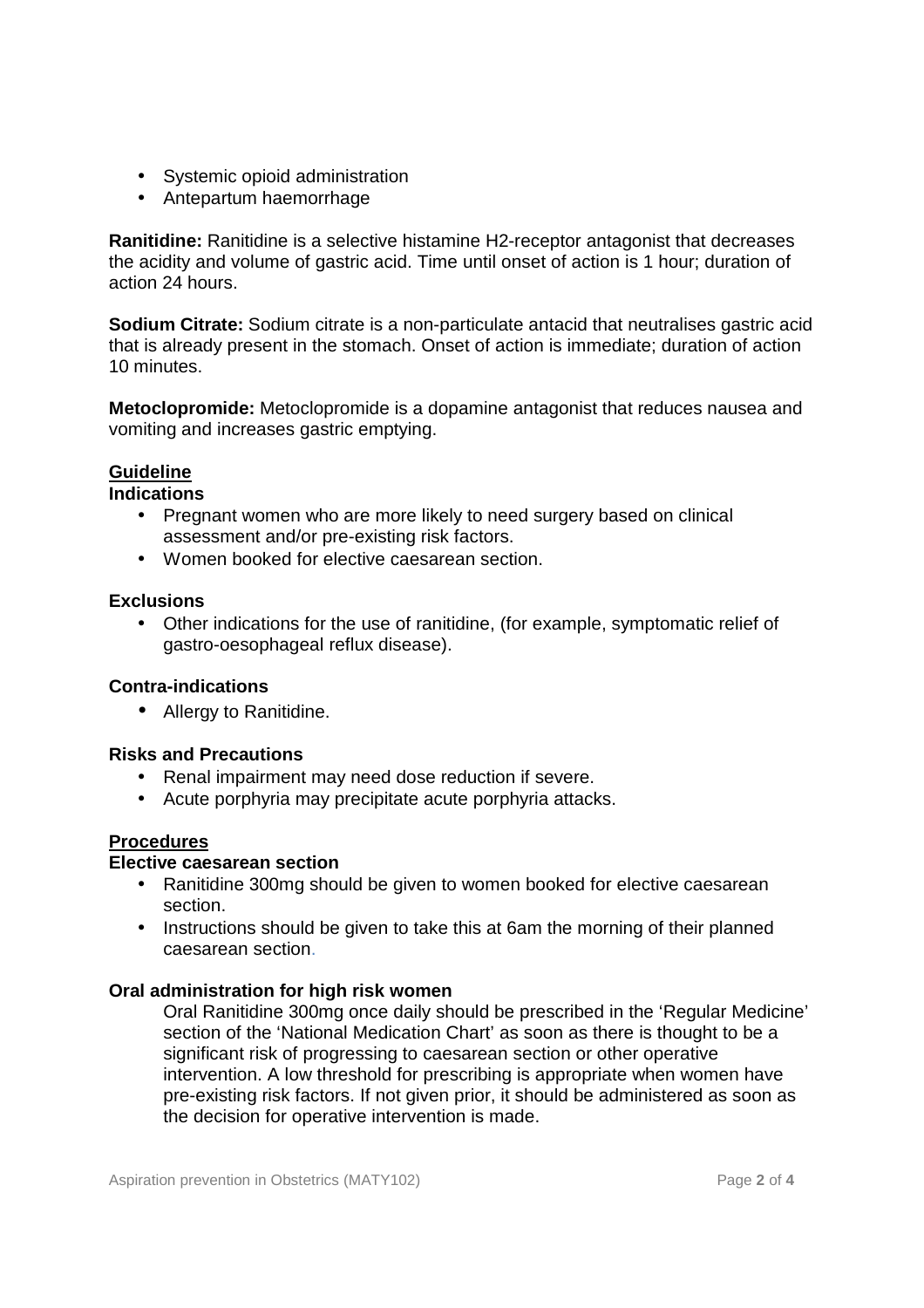- Systemic opioid administration
- Antepartum haemorrhage

**Ranitidine:** Ranitidine is a selective histamine H2-receptor antagonist that decreases the acidity and volume of gastric acid. Time until onset of action is 1 hour; duration of action 24 hours.

**Sodium Citrate:** Sodium citrate is a non-particulate antacid that neutralises gastric acid that is already present in the stomach. Onset of action is immediate; duration of action 10 minutes.

**Metoclopromide:** Metoclopromide is a dopamine antagonist that reduces nausea and vomiting and increases gastric emptying.

## Guideline

### Indications

- Pregnant women who are more likely to need surgery based on clinical assessment and/or pre-existing risk factors.
- Women booked for elective caesarean section.

### Exclusions

- Other indications for the use of ranitidine, (for example, symptomatic relief of gastro-oesophageal reflux disease).

### Contra-indications

- Allergy to Ranitidine.

### Risks and Precautions

- Renal impairment may need dose reduction if severe.
- Acute porphyria may precipitate acute porphyria attacks.

## Procedures

### Elective caesarean section

- Ranitidine 300mg should be given to women booked for elective caesarean section.
- Instructions should be given to take this at 6am the morning of their planned caesarean section.

### Oral administration for high risk women

Oral Ranitidine 300mg once daily should be prescribed in the 'Regular Medicine' section of the 'National Medication Chart' as soon as there is thought to be a significant risk of progressing to caesarean section or other operative intervention. A low threshold for prescribing is appropriate when women have pre-existing risk factors. If not given prior, it should be administered as soon as the decision for operative intervention is made.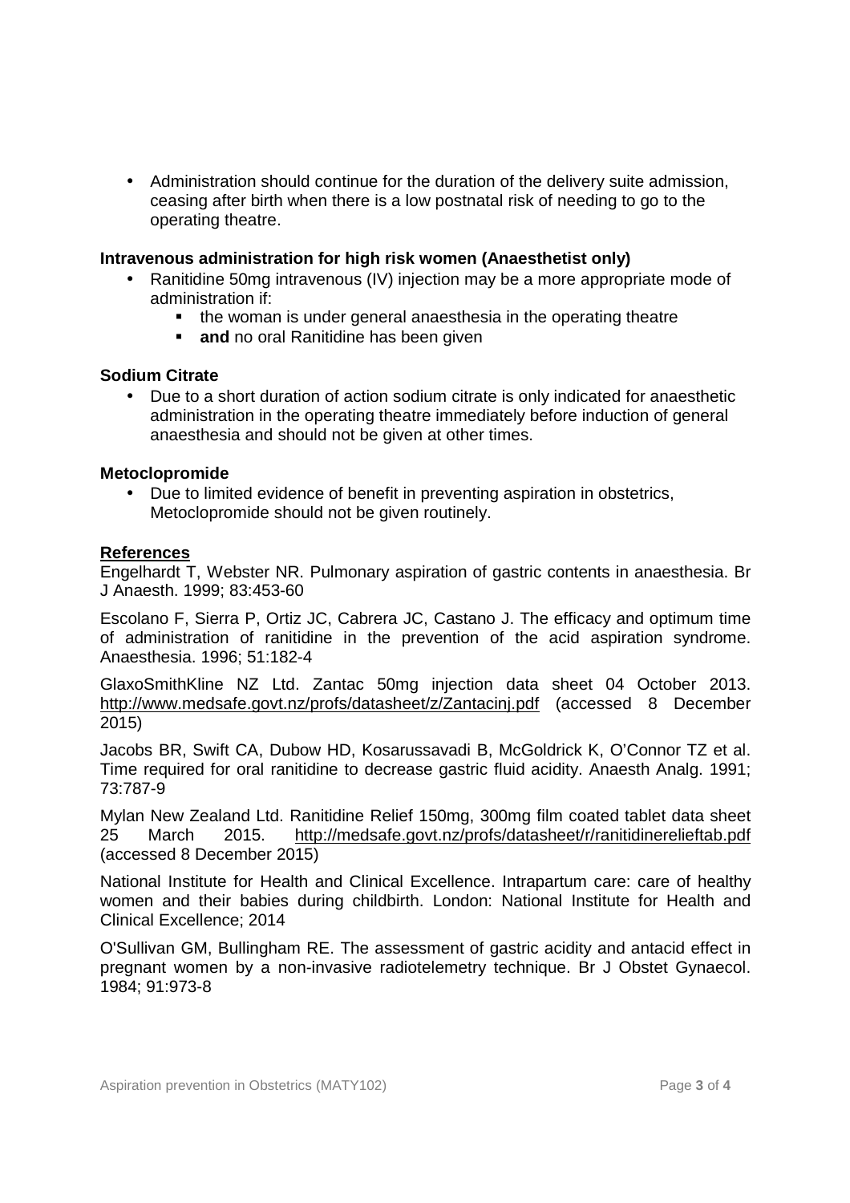- Administration should continue for the duration of the delivery suite admission, ceasing after birth when there is a low postnatal risk of needing to go to the operating theatre.

**Intravenous administration for high risk women (Anaesthetist only)**

- Ranitidine 50mg intravenous (IV) injection may be a more appropriate mode of administration if:
  - the woman is under general anaesthesia in the operating theatre
  - **and** no oral Ranitidine has been given

**Sodium Citrate**

- Due to a short duration of action sodium citrate is only indicated for anaesthetic administration in the operating theatre immediately before induction of general anaesthesia and should not be given at other times.

**Metoclopromide**

- Due to limited evidence of benefit in preventing aspiration in obstetrics, Metoclopromide should not be given routinely.

**References**

Engelhardt T, Webster NR. Pulmonary aspiration of gastric contents in anaesthesia. Br J Anaesth. 1999; 83:453-60

Escolano F, Sierra P, Ortiz JC, Cabrera JC, Castano J. The efficacy and optimum time of administration of ranitidine in the prevention of the acid aspiration syndrome. Anaesthesia. 1996; 51:182-4

GlaxoSmithKline NZ Ltd. Zantac 50mg injection data sheet 04 October 2013. http://www.medsafe.govt.nz/profs/datasheet/z/Zantacinj.pdf (accessed 8 December 2015)

Jacobs BR, Swift CA, Dubow HD, Kosarussavadi B, McGoldrick K, O'Connor TZ et al. Time required for oral ranitidine to decrease gastric fluid acidity. Anaesth Analg. 1991; 73:787-9

Mylan New Zealand Ltd. Ranitidine Relief 150mg, 300mg film coated tablet data sheet 25 March 2015. http://medsafe.govt.nz/profs/datasheet/r/ranitidinerelieftab.pdf (accessed 8 December 2015)

National Institute for Health and Clinical Excellence. Intrapartum care: care of healthy women and their babies during childbirth. London: National Institute for Health and Clinical Excellence; 2014

O'Sullivan GM, Bullingham RE. The assessment of gastric acidity and antacid effect in pregnant women by a non-invasive radiotelemetry technique. Br J Obstet Gynaecol. 1984; 91:973-8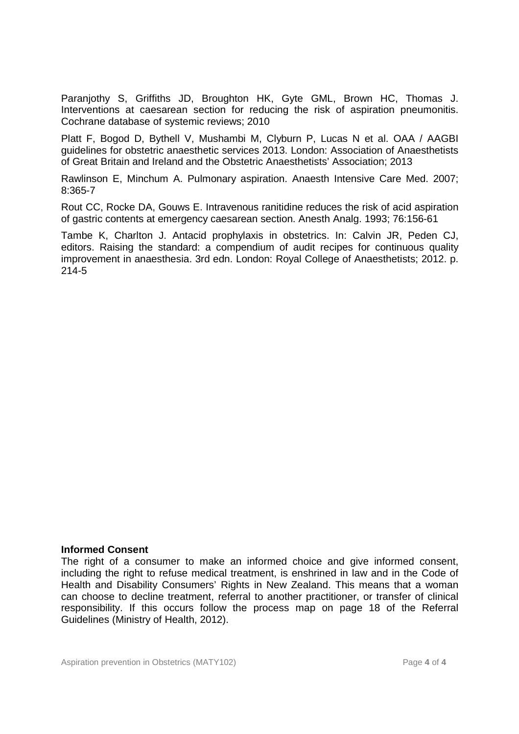Paranjothy S, Griffiths JD, Broughton HK, Gyte GML, Brown HC, Thomas J. Interventions at caesarean section for reducing the risk of aspiration pneumonitis. Cochrane database of systemic reviews; 2010

Platt F, Bogod D, Bythell V, Mushambi M, Clyburn P, Lucas N et al. OAA / AAGBI guidelines for obstetric anaesthetic services 2013. London: Association of Anaesthetists of Great Britain and Ireland and the Obstetric Anaesthetists' Association; 2013

Rawlinson E, Minchum A. Pulmonary aspiration. Anaesth Intensive Care Med. 2007; 8:365-7

Rout CC, Rocke DA, Gouws E. Intravenous ranitidine reduces the risk of acid aspiration of gastric contents at emergency caesarean section. Anesth Analg. 1993; 76:156-61

Tambe K, Charlton J. Antacid prophylaxis in obstetrics. In: Calvin JR, Peden CJ, editors. Raising the standard: a compendium of audit recipes for continuous quality improvement in anaesthesia. 3rd edn. London: Royal College of Anaesthetists; 2012. p. 214-5

**Informed Consent**

The right of a consumer to make an informed choice and give informed consent, including the right to refuse medical treatment, is enshrined in law and in the Code of Health and Disability Consumers' Rights in New Zealand. This means that a woman can choose to decline treatment, referral to another practitioner, or transfer of clinical responsibility. If this occurs follow the process map on page 18 of the Referral Guidelines (Ministry of Health, 2012).